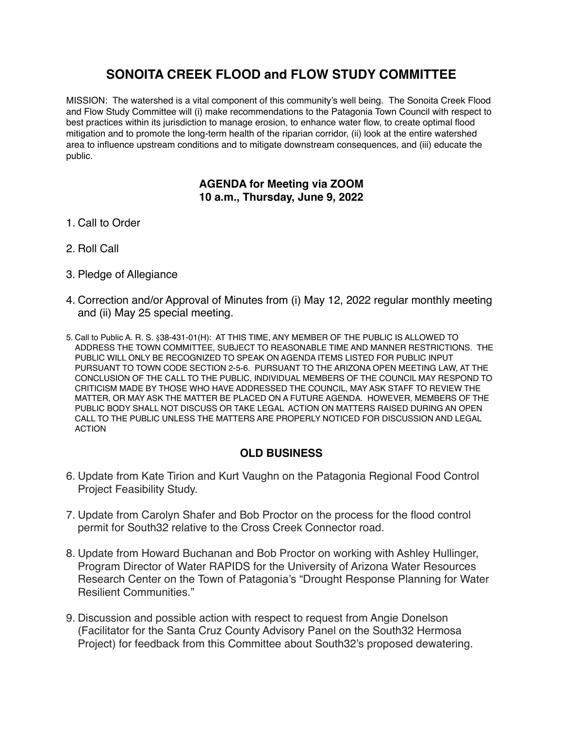# SONOITA CREEK FLOOD and FLOW STUDY COMMITTEE

MISSION: The watershed is a vital component of this community's well being. The Sonoita Creek Flood and Flow Study Committee will (i) make recommendations to the Patagonia Town Council with respect to best practices within its jurisdiction to manage erosion, to enhance water flow, to create optimal flood mitigation and to promote the long-term health of the riparian corridor, (ii) look at the entire watershed area to influence upstream conditions and to mitigate downstream consequences, and (iii) educate the public.

### AGENDA for Meeting via ZOOM
### 10 a.m., Thursday, June 9, 2022

1. Call to Order
2. Roll Call
3. Pledge of Allegiance
4. Correction and/or Approval of Minutes from (i) May 12, 2022 regular monthly meeting and (ii) May 25 special meeting.
5. Call to Public A. R. S. §38-431-01(H): AT THIS TIME, ANY MEMBER OF THE PUBLIC IS ALLOWED TO ADDRESS THE TOWN COMMITTEE, SUBJECT TO REASONABLE TIME AND MANNER RESTRICTIONS. THE PUBLIC WILL ONLY BE RECOGNIZED TO SPEAK ON AGENDA ITEMS LISTED FOR PUBLIC INPUT PURSUANT TO TOWN CODE SECTION 2-5-6. PURSUANT TO THE ARIZONA OPEN MEETING LAW, AT THE CONCLUSION OF THE CALL TO THE PUBLIC, INDIVIDUAL MEMBERS OF THE COUNCIL MAY RESPOND TO CRITICISM MADE BY THOSE WHO HAVE ADDRESSED THE COUNCIL, MAY ASK STAFF TO REVIEW THE MATTER, OR MAY ASK THE MATTER BE PLACED ON A FUTURE AGENDA. HOWEVER, MEMBERS OF THE PUBLIC BODY SHALL NOT DISCUSS OR TAKE LEGAL ACTION ON MATTERS RAISED DURING AN OPEN CALL TO THE PUBLIC UNLESS THE MATTERS ARE PROPERLY NOTICED FOR DISCUSSION AND LEGAL ACTION

### OLD BUSINESS

6. Update from Kate Tirion and Kurt Vaughn on the Patagonia Regional Food Control Project Feasibility Study.
7. Update from Carolyn Shafer and Bob Proctor on the process for the flood control permit for South32 relative to the Cross Creek Connector road.
8. Update from Howard Buchanan and Bob Proctor on working with Ashley Hullinger, Program Director of Water RAPIDS for the University of Arizona Water Resources Research Center on the Town of Patagonia's "Drought Response Planning for Water Resilient Communities."
9. Discussion and possible action with respect to request from Angie Donelson (Facilitator for the Santa Cruz County Advisory Panel on the South32 Hermosa Project) for feedback from this Committee about South32's proposed dewatering.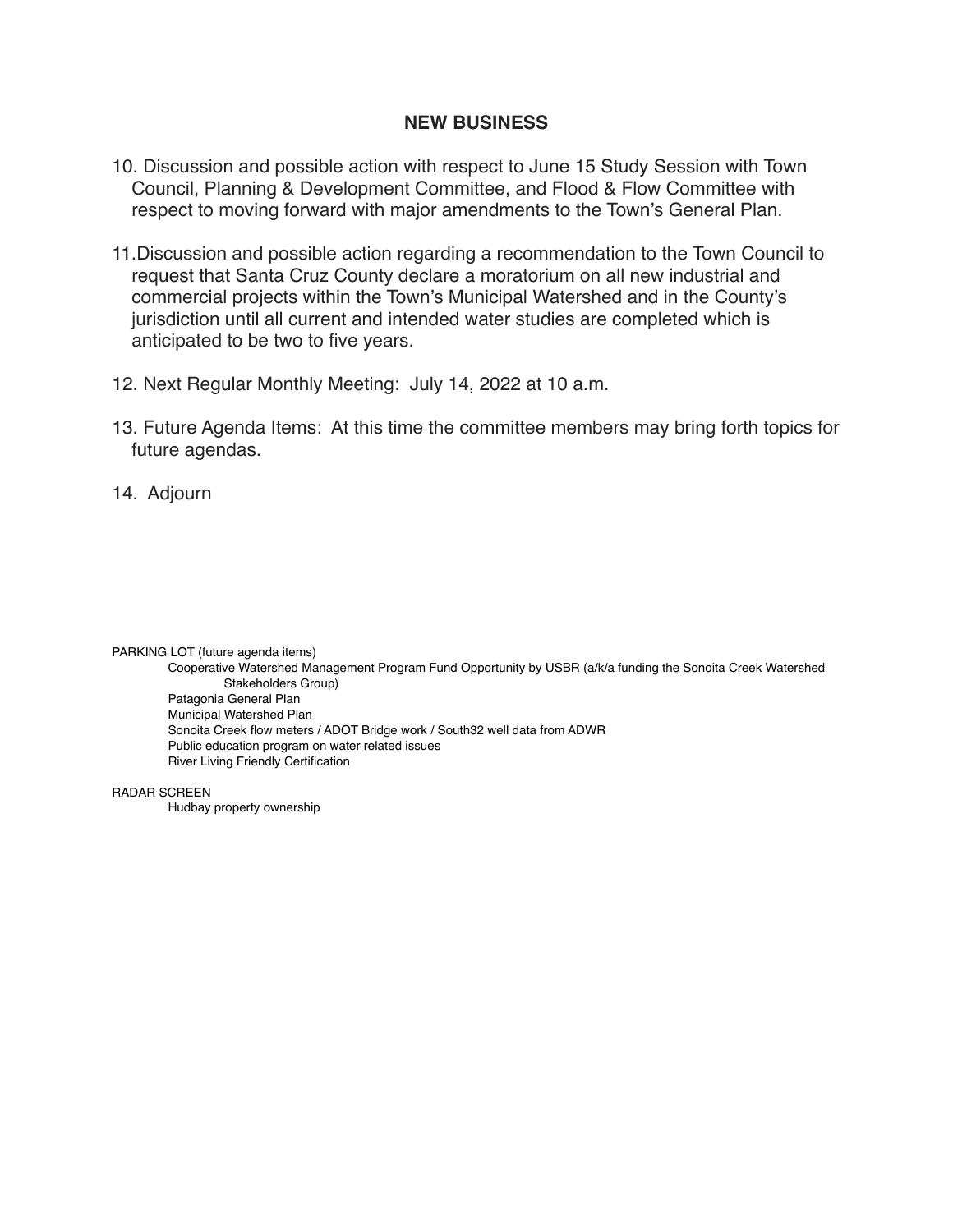## NEW BUSINESS

10. Discussion and possible action with respect to June 15 Study Session with Town Council, Planning & Development Committee, and Flood & Flow Committee with respect to moving forward with major amendments to the Town's General Plan.

11. Discussion and possible action regarding a recommendation to the Town Council to request that Santa Cruz County declare a moratorium on all new industrial and commercial projects within the Town's Municipal Watershed and in the County's jurisdiction until all current and intended water studies are completed which is anticipated to be two to five years.

12. Next Regular Monthly Meeting: July 14, 2022 at 10 a.m.

13. Future Agenda Items: At this time the committee members may bring forth topics for future agendas.

14. Adjourn

PARKING LOT (future agenda items)

- Cooperative Watershed Management Program Fund Opportunity by USBR (a/k/a funding the Sonoita Creek Watershed Stakeholders Group)
- Patagonia General Plan
- Municipal Watershed Plan
- Sonoita Creek flow meters / ADOT Bridge work / South32 well data from ADWR
- Public education program on water related issues
- River Living Friendly Certification

RADAR SCREEN

- Hudbay property ownership